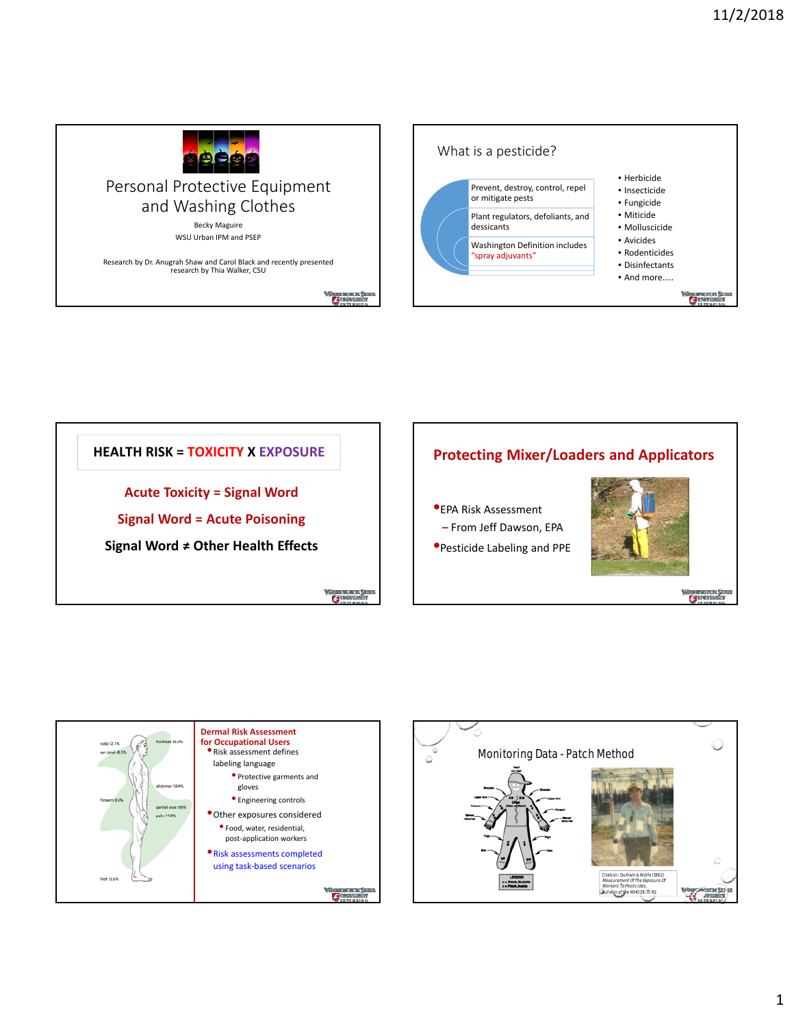## Personal Protective Equipment and Washing Clothes

Becky Maguire

WSU Urban IPM and PSEP

Research by Dr. Anugrah Shaw and Carol Black and recently presented research by Thia Walker, CSU

---

## What is a pesticide?

- Prevent, destroy, control, repel or mitigate pests
- Plant regulators, defoliants, and dessicants
- Washington Definition includes "spray adjuvants"

- Herbicide
- Insecticide
- Fungicide
- Miticide
- Molluscicide
- Avicides
- Rodenticides
- Disinfectants
- And more.....

---

**HEALTH RISK = TOXICITY X EXPOSURE**

**Acute Toxicity = Signal Word**

**Signal Word = Acute Poisoning**

**Signal Word ≠ Other Health Effects**

---

## Protecting Mixer/Loaders and Applicators

- EPA Risk Assessment
  - From Jeff Dawson, EPA
- Pesticide Labeling and PPE

---

scalp 32.1%, forehead 36.3%, ear canal 46.5%, abdomen 18.4%, forearm 8.6%, genital area 100%, palm 11.8%, foot 13.6%

**Dermal Risk Assessment for Occupational Users**

- Risk assessment defines labeling language
  - Protective garments and gloves
  - Engineering controls
- Other exposures considered
  - Food, water, residential, post-application workers
- Risk assessments completed using task-based scenarios

---

## Monitoring Data - Patch Method

Citation: Durham & Wolfe (1962) *Measurement Of The Exposure Of Workers To Pesticides*, Bulletin of the WHO 26:75-91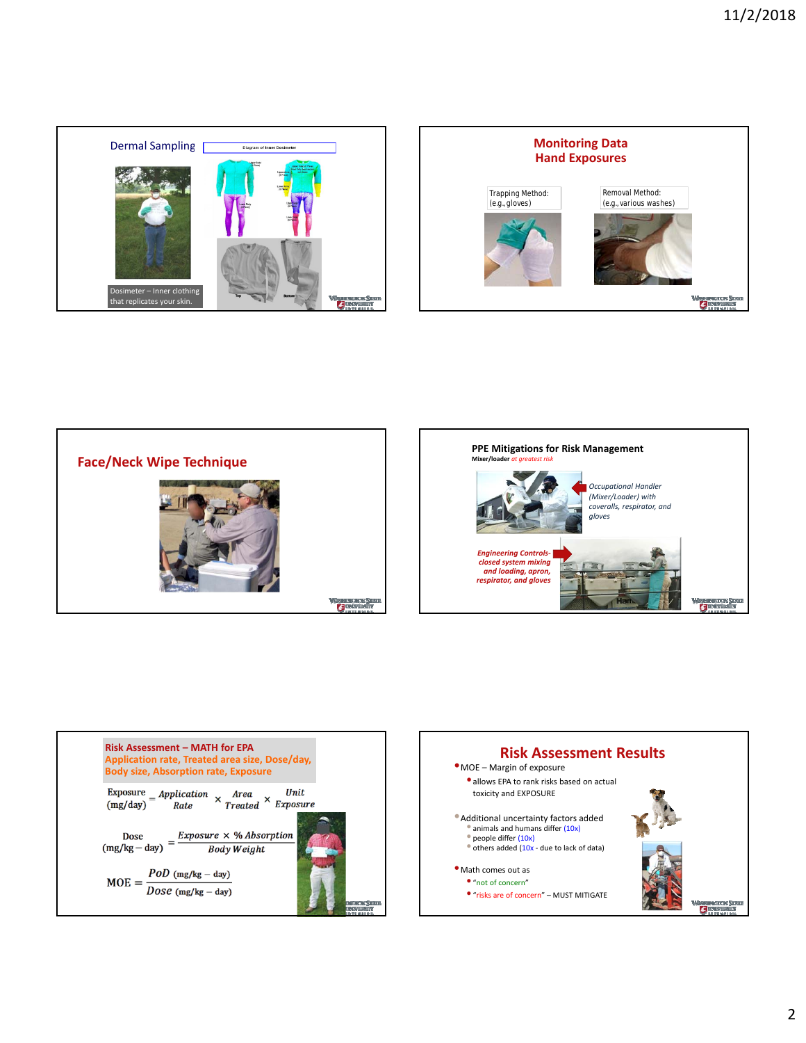## Dermal Sampling

Diagram of Inner Dosimeter

Dosimeter – Inner clothing that replicates your skin.

## Monitoring Data
## Hand Exposures

Trapping Method: (e.g., gloves)

Removal Method: (e.g., various washes)

## Face/Neck Wipe Technique

## PPE Mitigations for Risk Management

**Mixer/loader** *at greatest risk*

*Occupational Handler (Mixer/Loader) with coveralls, respirator, and gloves*

***Engineering Controls- closed system mixing and loading, apron, respirator, and gloves***

## Risk Assessment – MATH for EPA

**Application rate, Treated area size, Dose/day, Body size, Absorption rate, Exposure**

$$\text{Exposure (mg/day)} = \textit{Application Rate} \times \textit{Area Treated} \times \textit{Unit Exposure}$$

$$\text{Dose (mg/kg – day)} = \frac{\textit{Exposure} \times \textit{\% Absorption}}{\textit{Body Weight}}$$

$$\text{MOE} = \frac{PoD \text{ (mg/kg – day)}}{Dose \text{ (mg/kg – day)}}$$

## Risk Assessment Results

- MOE – Margin of exposure
  - allows EPA to rank risks based on actual toxicity and EXPOSURE
- Additional uncertainty factors added
  - animals and humans differ (10x)
  - people differ (10x)
  - others added (10x - due to lack of data)
- Math comes out as
  - "not of concern"
  - "risks are of concern" – MUST MITIGATE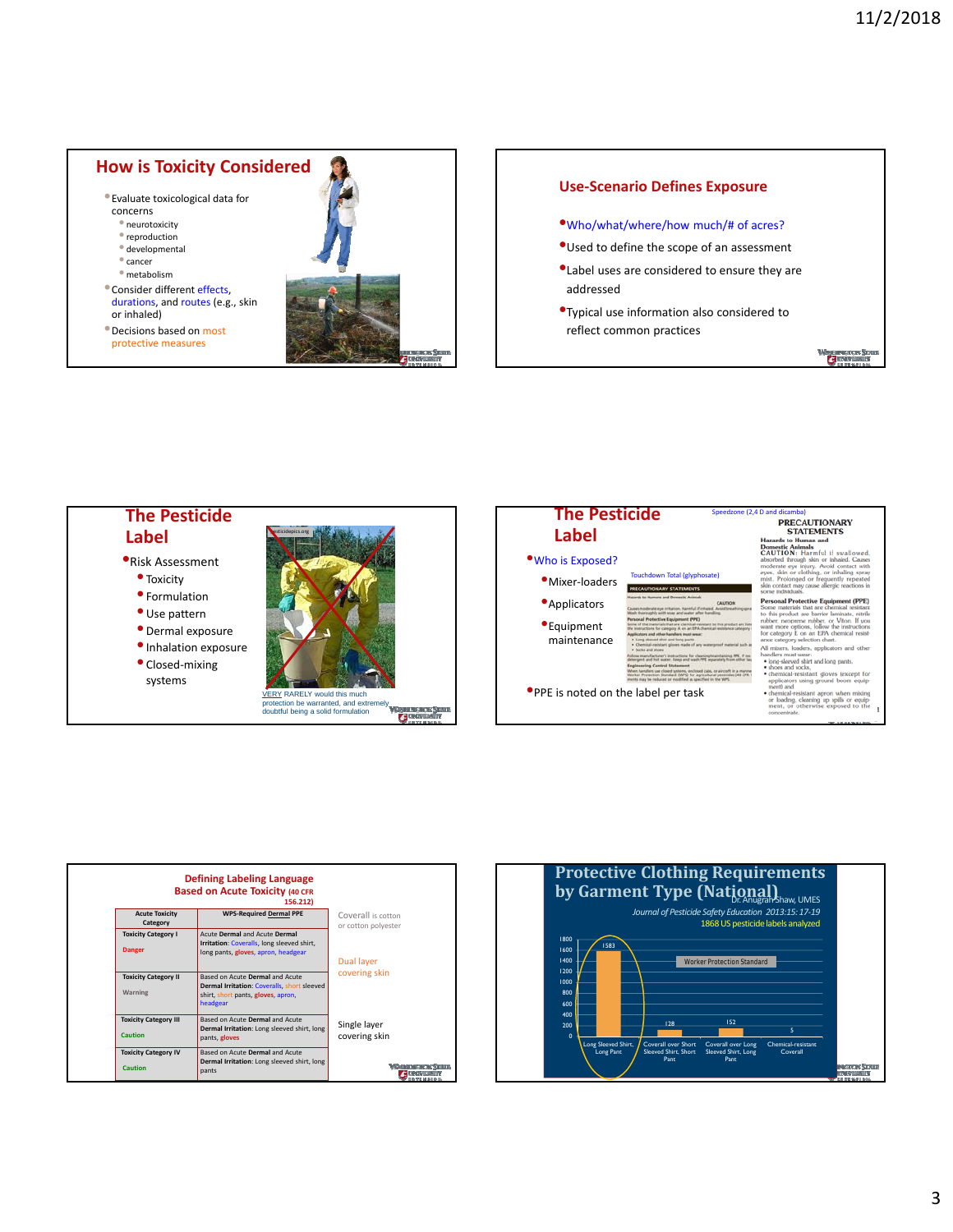## How is Toxicity Considered

- Evaluate toxicological data for concerns
  - neurotoxicity
  - reproduction
  - developmental
  - cancer
  - metabolism
- Consider different effects, durations, and routes (e.g., skin or inhaled)
- Decisions based on most protective measures

## Use-Scenario Defines Exposure

- Who/what/where/how much/# of acres?
- Used to define the scope of an assessment
- Label uses are considered to ensure they are addressed
- Typical use information also considered to reflect common practices

## The Pesticide Label

- Risk Assessment
  - Toxicity
  - Formulation
  - Use pattern
  - Dermal exposure
  - Inhalation exposure
  - Closed-mixing systems

VERY RARELY would this much protection be warranted, and extremely doubtful being a solid formulation

## The Pesticide Label

- Who is Exposed?
  - Mixer-loaders
  - Applicators
  - Equipment maintenance
- PPE is noted on the label per task

Speedzone (2,4 D and dicamba)

Touchdown Total (glyphosate)

**PRECAUTIONARY STATEMENTS**

**Hazards to Human and Domestic Animals**

**CAUTION:** Harmful if swallowed, absorbed through skin or inhaled. Causes moderate eye injury. Avoid contact with eyes, skin or clothing, or inhaling spray mist. Prolonged or frequently repeated skin contact may cause allergic reactions in some individuals.

**Personal Protective Equipment (PPE)**

Some materials that are chemical resistant to this product are barrier laminate, nitrile rubber, neoprene rubber, or Viton. If you want more options, follow the instructions for category E on an EPA chemical resistance category selection chart.

All mixers, loaders, applicators and other handlers must wear:

- long-sleeved shirt and long pants,
- shoes and socks,
- chemical-resistant gloves (except for applicators using ground boom equipment) and
- chemical-resistant apron when mixing or loading, cleaning up spills or equipment, or otherwise exposed to the concentrate.

## Defining Labeling Language Based on Acute Toxicity (40 CFR 156.212)

| Acute Toxicity Category | WPS-Required Dermal PPE |
|---|---|
| Toxicity Category I<br>Danger | Acute Dermal and Acute Dermal Irritation: Coveralls, long sleeved shirt, long pants, gloves, apron, headgear |
| Toxicity Category II<br>Warning | Based on Acute Dermal and Acute Dermal Irritation: Coveralls, short sleeved shirt, short pants, gloves, apron, headgear |
| Toxicity Category III<br>Caution | Based on Acute Dermal and Acute Dermal Irritation: Long sleeved shirt, long pants, gloves |
| Toxicity Category IV<br>Caution | Based on Acute Dermal and Acute Dermal Irritation: Long sleeved shirt, long pants |

Coverall is cotton or cotton polyester

Dual layer covering skin

Single layer covering skin

## Protective Clothing Requirements by Garment Type (National)

Dr. Anugrah Shaw, UMES

*Journal of Pesticide Safety Education 2013:15: 17-19*

1868 US pesticide labels analyzed

Worker Protection Standard

| Garment Type | Number of labels |
|---|---|
| Long Sleeved Shirt, Long Pant | 1583 |
| Coverall over Short Sleeved Shirt, Short Pant | 128 |
| Coverall over Long Sleeved Shirt, Long Pant | 152 |
| Chemical-resistant Coverall | 5 |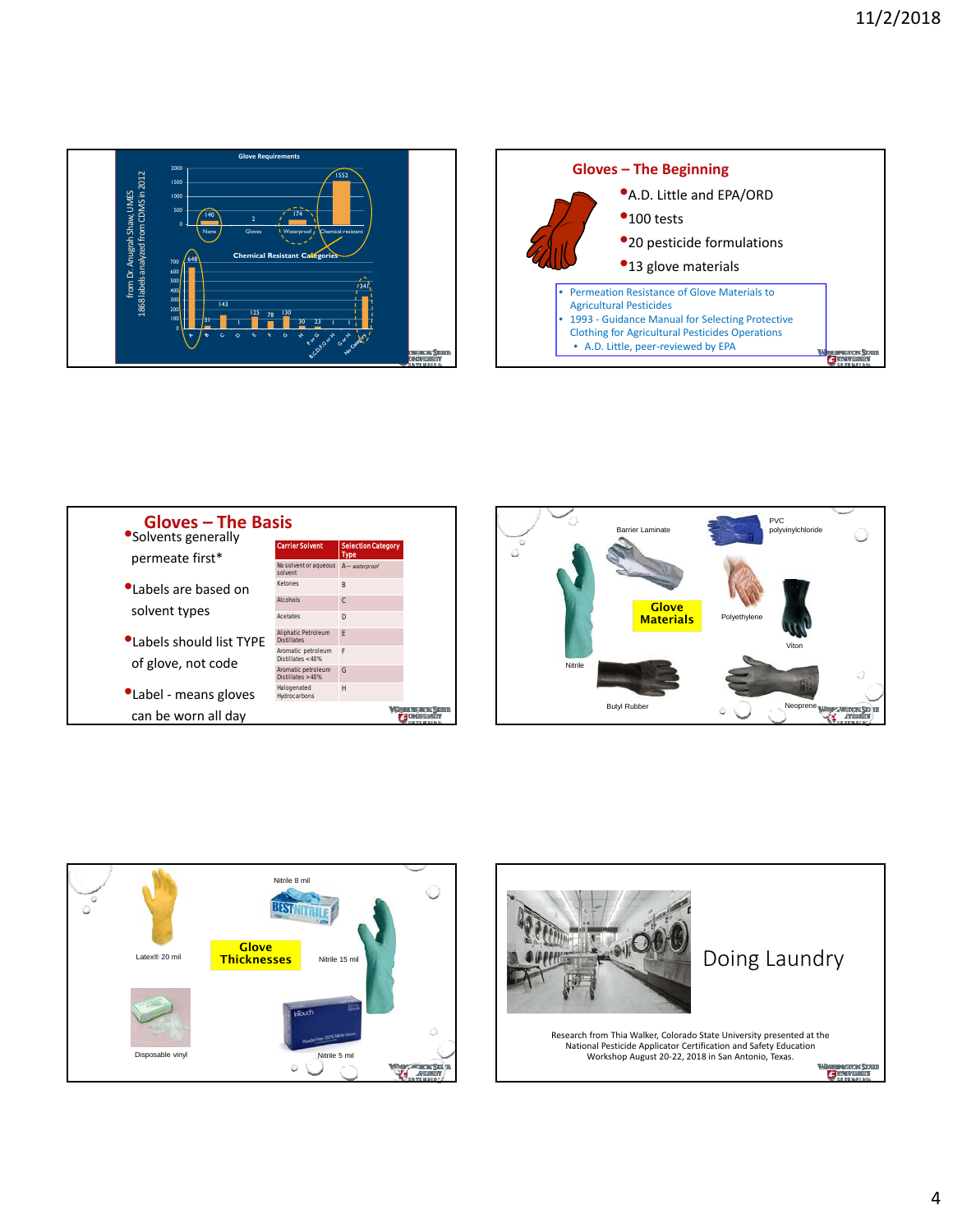Glove Requirements

from Dr. Anugrah Shaw, UMES
1868 labels analyzed from CDMS in 2012

| None | Gloves | Waterproof | Chemical-resistant |
|---|---|---|---|
| 140 | 2 | 174 | 1552 |

Chemical Resistant Categories

| A | B | C | D | E | F | G | H | E or G | E, C, D, F, G or H | G or H | No Category |
|---|---|---|---|---|---|---|---|---|---|---|---|
| 648 | 31 | 143 | 1 | 125 | 78 | 130 | 1 | 30 | 23 | 1 | 341 |

## Gloves – The Beginning

- A.D. Little and EPA/ORD
- 100 tests
- 20 pesticide formulations
- 13 glove materials

- Permeation Resistance of Glove Materials to Agricultural Pesticides
- 1993 - Guidance Manual for Selecting Protective Clothing for Agricultural Pesticides Operations
  - A.D. Little, peer-reviewed by EPA

## Gloves – The Basis

- Solvents generally permeate first*
- Labels are based on solvent types
- Labels should list TYPE of glove, not code
- Label - means gloves can be worn all day

| Carrier Solvent | Selection Category Type |
|---|---|
| No solvent or aqueous solvent | A -- *waterproof* |
| Ketones | B |
| Alcohols | C |
| Acetates | D |
| Aliphatic Petroleum Distillates | E |
| Aromatic petroleum Distillates <40% | F |
| Aromatic petroleum Distillates >40% | G |
| Halogenated Hydrocarbons | H |

**Glove Materials**

Barrier Laminate, PVC polyvinylchloride, Polyethylene, Viton, Nitrile, Butyl Rubber, Neoprene

**Glove Thicknesses**

Latex® 20 mil, Nitrile 8 mil, Nitrile 15 mil, Disposable vinyl, Nitrile 5 mil

Doing Laundry

Research from Thia Walker, Colorado State University presented at the National Pesticide Applicator Certification and Safety Education Workshop August 20-22, 2018 in San Antonio, Texas.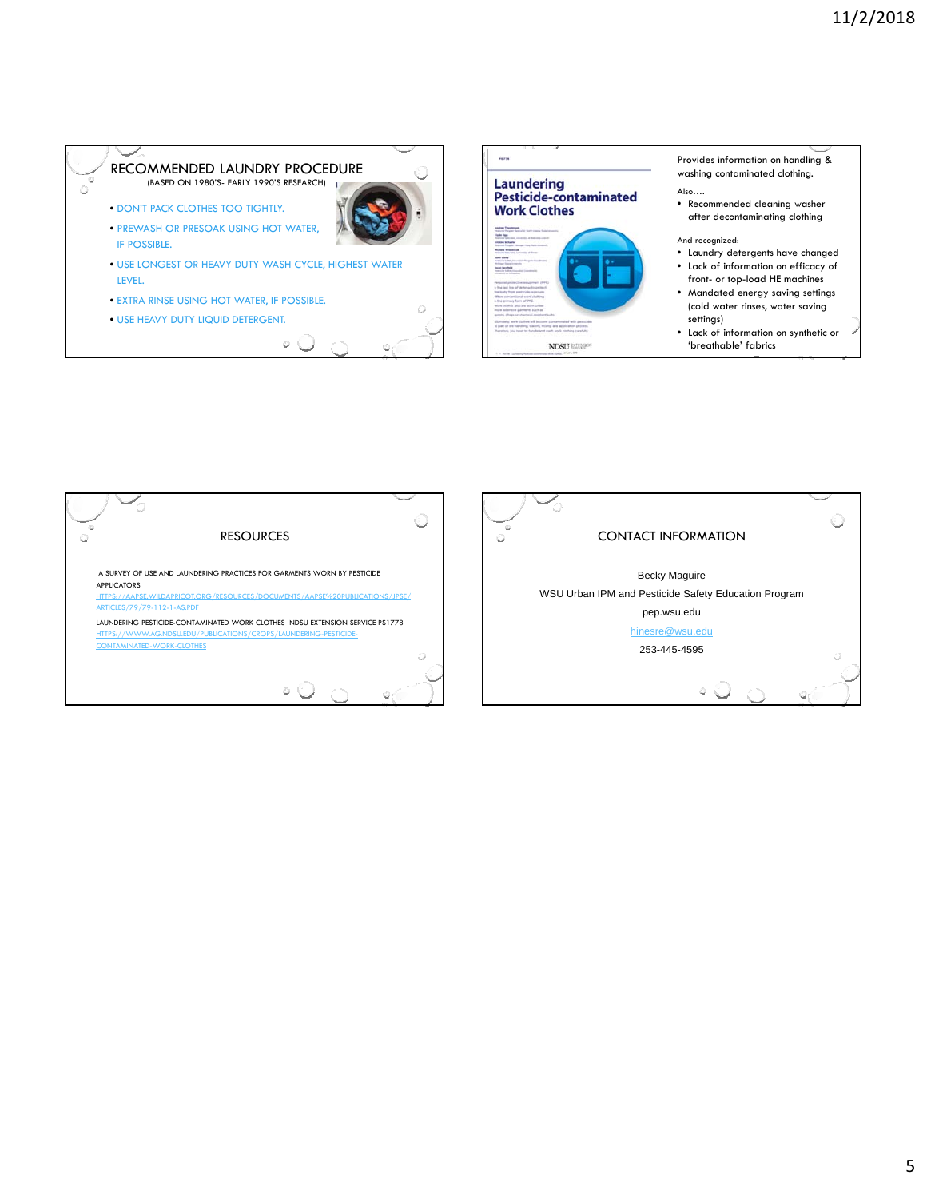## RECOMMENDED LAUNDRY PROCEDURE

(BASED ON 1980'S- EARLY 1990'S RESEARCH)

- DON'T PACK CLOTHES TOO TIGHTLY.
- PREWASH OR PRESOAK USING HOT WATER, IF POSSIBLE.
- USE LONGEST OR HEAVY DUTY WASH CYCLE, HIGHEST WATER LEVEL.
- EXTRA RINSE USING HOT WATER, IF POSSIBLE.
- USE HEAVY DUTY LIQUID DETERGENT.

---

**Laundering Pesticide-contaminated Work Clothes**

Provides information on handling & washing contaminated clothing.

Also….

- Recommended cleaning washer after decontaminating clothing

And recognized:

- Laundry detergents have changed
- Lack of information on efficacy of front- or top-load HE machines
- Mandated energy saving settings (cold water rinses, water saving settings)
- Lack of information on synthetic or 'breathable' fabrics

---

## RESOURCES

A SURVEY OF USE AND LAUNDERING PRACTICES FOR GARMENTS WORN BY PESTICIDE APPLICATORS
HTTPS://AAPSE.WILDAPRICOT.ORG/RESOURCES/DOCUMENTS/AAPSE%20PUBLICATIONS/JPSE/ARTICLES/79/79-112-1-AS.PDF

LAUNDERING PESTICIDE-CONTAMINATED WORK CLOTHES NDSU EXTENSION SERVICE PS1778
HTTPS://WWW.AG.NDSU.EDU/PUBLICATIONS/CROPS/LAUNDERING-PESTICIDE-CONTAMINATED-WORK-CLOTHES

---

## CONTACT INFORMATION

Becky Maguire

WSU Urban IPM and Pesticide Safety Education Program

pep.wsu.edu

hinesre@wsu.edu

253-445-4595